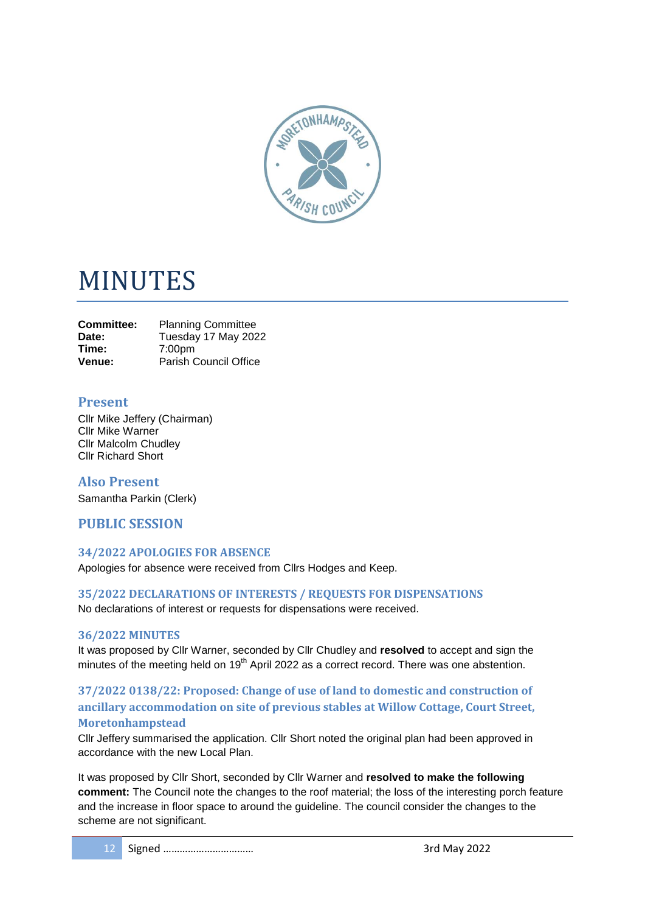# MINUTES

**Committee:** Planning Committee
**Date:** Tuesday 17 May 2022
**Time:** 7:00pm
**Venue:** Parish Council Office

## Present

Cllr Mike Jeffery (Chairman)
Cllr Mike Warner
Cllr Malcolm Chudley
Cllr Richard Short

## Also Present

Samantha Parkin (Clerk)

## PUBLIC SESSION

### 34/2022 APOLOGIES FOR ABSENCE

Apologies for absence were received from Cllrs Hodges and Keep.

### 35/2022 DECLARATIONS OF INTERESTS / REQUESTS FOR DISPENSATIONS

No declarations of interest or requests for dispensations were received.

### 36/2022 MINUTES

It was proposed by Cllr Warner, seconded by Cllr Chudley and **resolved** to accept and sign the minutes of the meeting held on 19th April 2022 as a correct record. There was one abstention.

### 37/2022 0138/22: Proposed: Change of use of land to domestic and construction of ancillary accommodation on site of previous stables at Willow Cottage, Court Street, Moretonhampstead

Cllr Jeffery summarised the application. Cllr Short noted the original plan had been approved in accordance with the new Local Plan.

It was proposed by Cllr Short, seconded by Cllr Warner and **resolved to make the following comment:** The Council note the changes to the roof material; the loss of the interesting porch feature and the increase in floor space to around the guideline. The council consider the changes to the scheme are not significant.

Signed …………………………… 3rd May 2022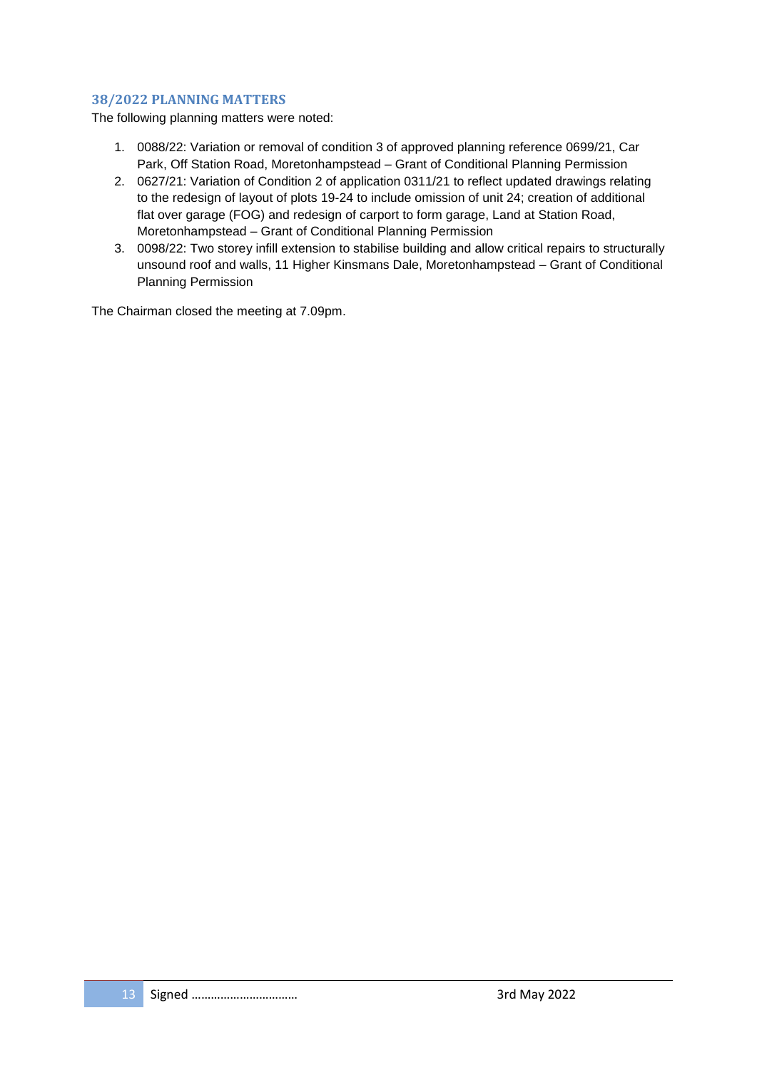## 38/2022 PLANNING MATTERS

The following planning matters were noted:

1. 0088/22: Variation or removal of condition 3 of approved planning reference 0699/21, Car Park, Off Station Road, Moretonhampstead – Grant of Conditional Planning Permission
2. 0627/21: Variation of Condition 2 of application 0311/21 to reflect updated drawings relating to the redesign of layout of plots 19-24 to include omission of unit 24; creation of additional flat over garage (FOG) and redesign of carport to form garage, Land at Station Road, Moretonhampstead – Grant of Conditional Planning Permission
3. 0098/22: Two storey infill extension to stabilise building and allow critical repairs to structurally unsound roof and walls, 11 Higher Kinsmans Dale, Moretonhampstead – Grant of Conditional Planning Permission

The Chairman closed the meeting at 7.09pm.

Signed ……………………………   3rd May 2022